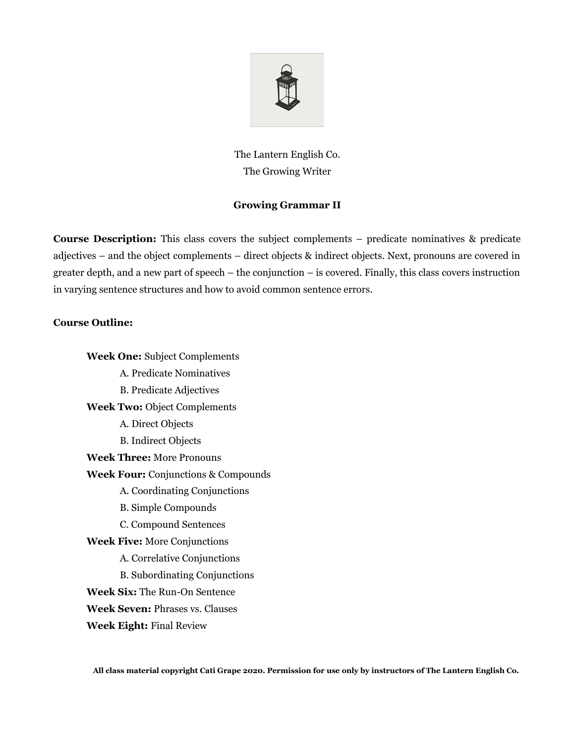The Lantern English Co.
The Growing Writer

## Growing Grammar II

**Course Description:** This class covers the subject complements – predicate nominatives & predicate adjectives – and the object complements – direct objects & indirect objects. Next, pronouns are covered in greater depth, and a new part of speech – the conjunction – is covered. Finally, this class covers instruction in varying sentence structures and how to avoid common sentence errors.

**Course Outline:**

**Week One:** Subject Complements
- A. Predicate Nominatives
- B. Predicate Adjectives

**Week Two:** Object Complements
- A. Direct Objects
- B. Indirect Objects

**Week Three:** More Pronouns

**Week Four:** Conjunctions & Compounds
- A. Coordinating Conjunctions
- B. Simple Compounds
- C. Compound Sentences

**Week Five:** More Conjunctions
- A. Correlative Conjunctions
- B. Subordinating Conjunctions

**Week Six:** The Run-On Sentence

**Week Seven:** Phrases vs. Clauses

**Week Eight:** Final Review

**All class material copyright Cati Grape 2020. Permission for use only by instructors of The Lantern English Co.**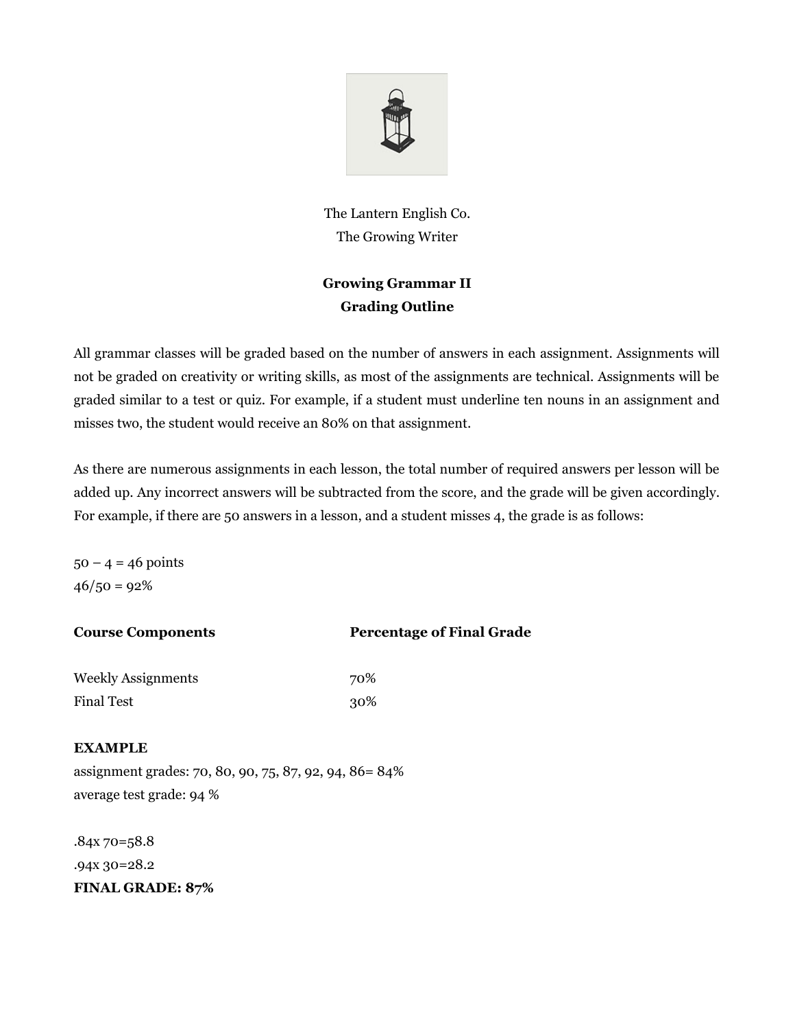The Lantern English Co.
The Growing Writer

**Growing Grammar II**
**Grading Outline**

All grammar classes will be graded based on the number of answers in each assignment. Assignments will not be graded on creativity or writing skills, as most of the assignments are technical. Assignments will be graded similar to a test or quiz. For example, if a student must underline ten nouns in an assignment and misses two, the student would receive an 80% on that assignment.

As there are numerous assignments in each lesson, the total number of required answers per lesson will be added up. Any incorrect answers will be subtracted from the score, and the grade will be given accordingly. For example, if there are 50 answers in a lesson, and a student misses 4, the grade is as follows:

50 – 4 = 46 points
46/50 = 92%

| **Course Components** | **Percentage of Final Grade** |
|---|---|
| Weekly Assignments | 70% |
| Final Test | 30% |

**EXAMPLE**
assignment grades: 70, 80, 90, 75, 87, 92, 94, 86= 84%
average test grade: 94 %

.84x 70=58.8
.94x 30=28.2
**FINAL GRADE: 87%**